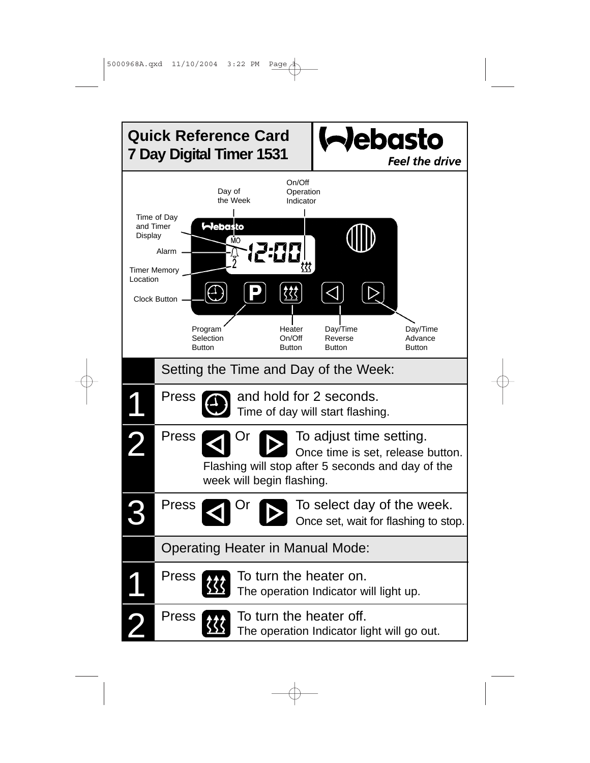# Quick Reference Card
## 7 Day Digital Timer 1531

Webasto
*Feel the drive*

Day of the Week

On/Off Operation Indicator

Time of Day and Timer Display

Alarm

Timer Memory Location

Clock Button

Program Selection Button

Heater On/Off Button

Day/Time Reverse Button

Day/Time Advance Button

MO 12:00

2

### Setting the Time and Day of the Week:

**1** Press [Clock] and hold for 2 seconds.
Time of day will start flashing.

**2** Press [◁] Or [▷] To adjust time setting.
Once time is set, release button.
Flashing will stop after 5 seconds and day of the week will begin flashing.

**3** Press [◁] Or [▷] To select day of the week.
Once set, wait for flashing to stop.

### Operating Heater in Manual Mode:

**1** Press [Heater] To turn the heater on.
The operation Indicator will light up.

**2** Press [Heater] To turn the heater off.
The operation Indicator light will go out.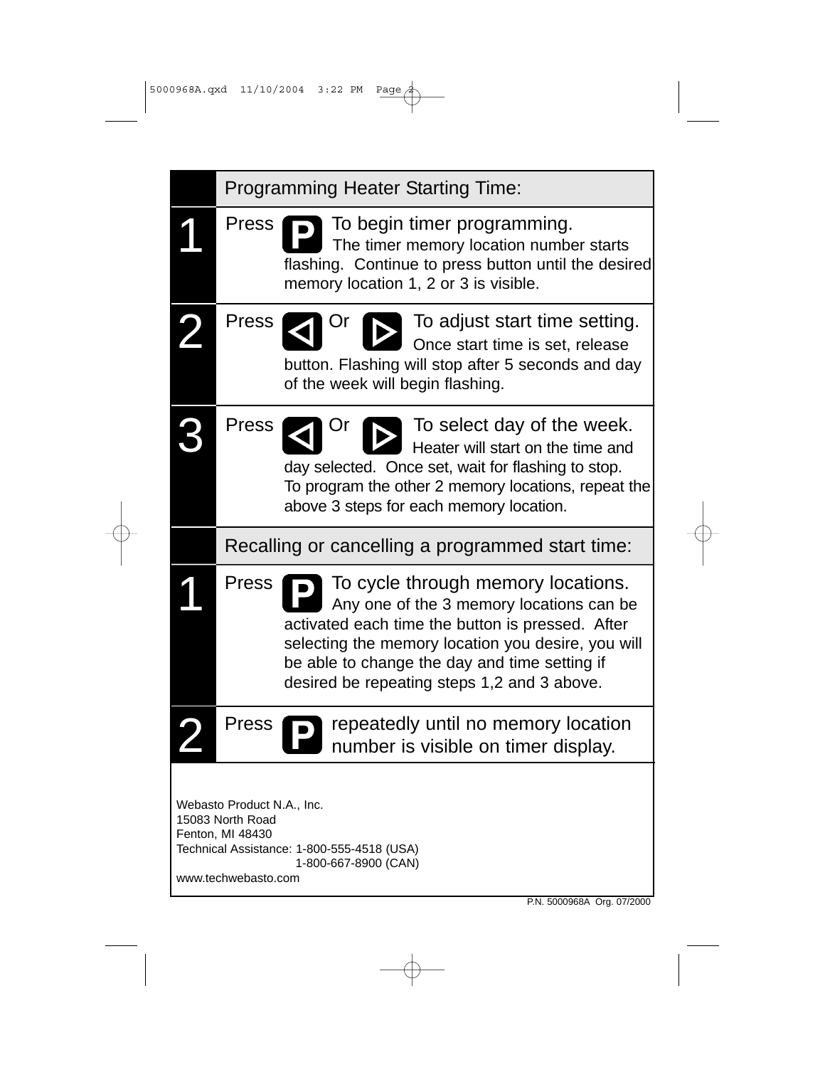## Programming Heater Starting Time:

**1** Press **P** To begin timer programming. The timer memory location number starts flashing. Continue to press button until the desired memory location 1, 2 or 3 is visible.

**2** Press ◁ Or ▷ To adjust start time setting. Once start time is set, release button. Flashing will stop after 5 seconds and day of the week will begin flashing.

**3** Press ◁ Or ▷ To select day of the week. Heater will start on the time and day selected. Once set, wait for flashing to stop. To program the other 2 memory locations, repeat the above 3 steps for each memory location.

## Recalling or cancelling a programmed start time:

**1** Press **P** To cycle through memory locations. Any one of the 3 memory locations can be activated each time the button is pressed. After selecting the memory location you desire, you will be able to change the day and time setting if desired be repeating steps 1,2 and 3 above.

**2** Press **P** repeatedly until no memory location number is visible on timer display.

Webasto Product N.A., Inc.
15083 North Road
Fenton, MI 48430
Technical Assistance: 1-800-555-4518 (USA)
1-800-667-8900 (CAN)
www.techwebasto.com

P.N. 5000968A Org. 07/2000